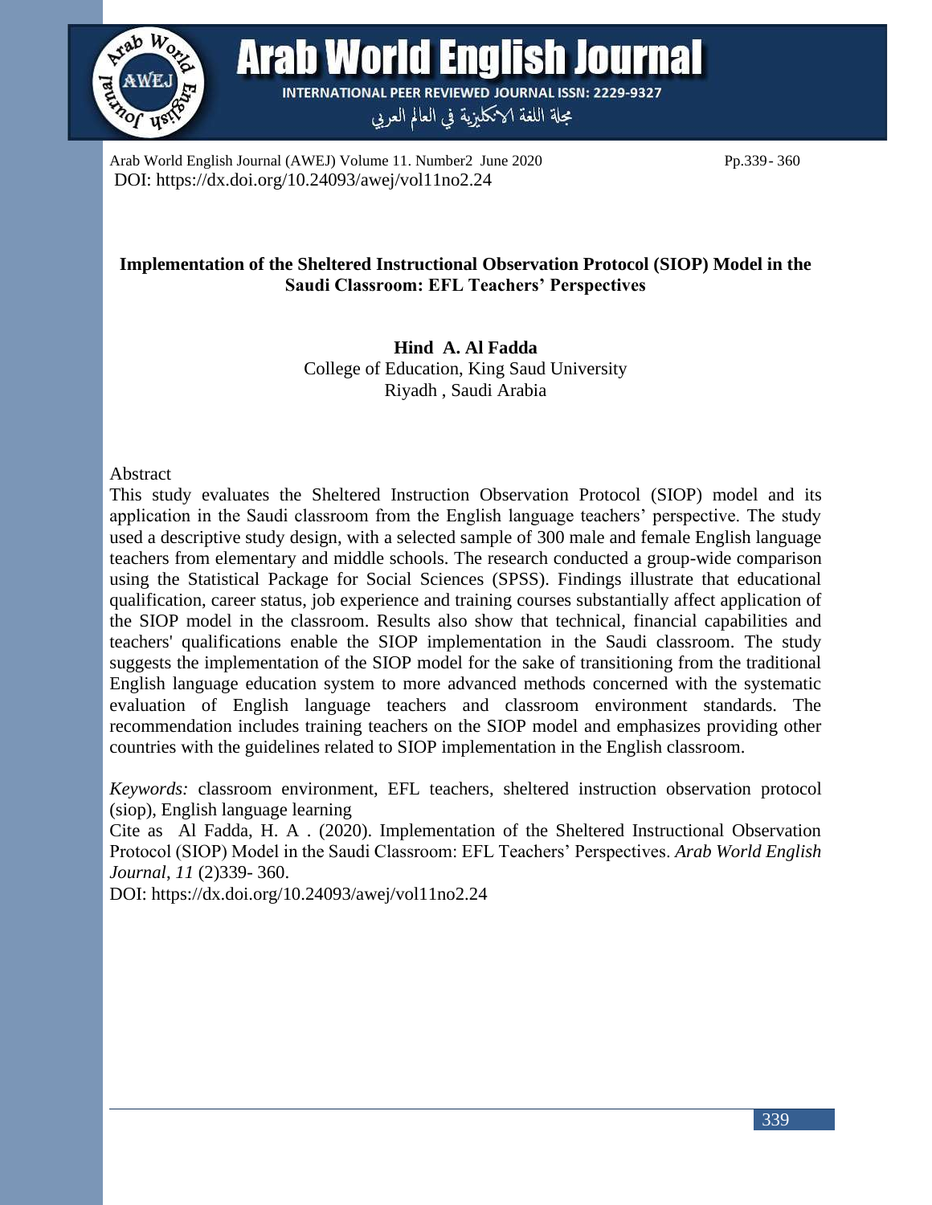DOI: https://dx.doi.org/10.24093/awej/vol11no2.24

# Implementation of the Sheltered Instructional Observation Protocol (SIOP) Model in the Saudi Classroom: EFL Teachers' Perspectives

**Hind A. Al Fadda**
College of Education, King Saud University
Riyadh , Saudi Arabia

## Abstract

This study evaluates the Sheltered Instruction Observation Protocol (SIOP) model and its application in the Saudi classroom from the English language teachers' perspective. The study used a descriptive study design, with a selected sample of 300 male and female English language teachers from elementary and middle schools. The research conducted a group-wide comparison using the Statistical Package for Social Sciences (SPSS). Findings illustrate that educational qualification, career status, job experience and training courses substantially affect application of the SIOP model in the classroom. Results also show that technical, financial capabilities and teachers' qualifications enable the SIOP implementation in the Saudi classroom. The study suggests the implementation of the SIOP model for the sake of transitioning from the traditional English language education system to more advanced methods concerned with the systematic evaluation of English language teachers and classroom environment standards. The recommendation includes training teachers on the SIOP model and emphasizes providing other countries with the guidelines related to SIOP implementation in the English classroom.

*Keywords:* classroom environment, EFL teachers, sheltered instruction observation protocol (siop), English language learning

Cite as Al Fadda, H. A . (2020). Implementation of the Sheltered Instructional Observation Protocol (SIOP) Model in the Saudi Classroom: EFL Teachers' Perspectives. *Arab World English Journal*, *11* (2)339- 360.
DOI: https://dx.doi.org/10.24093/awej/vol11no2.24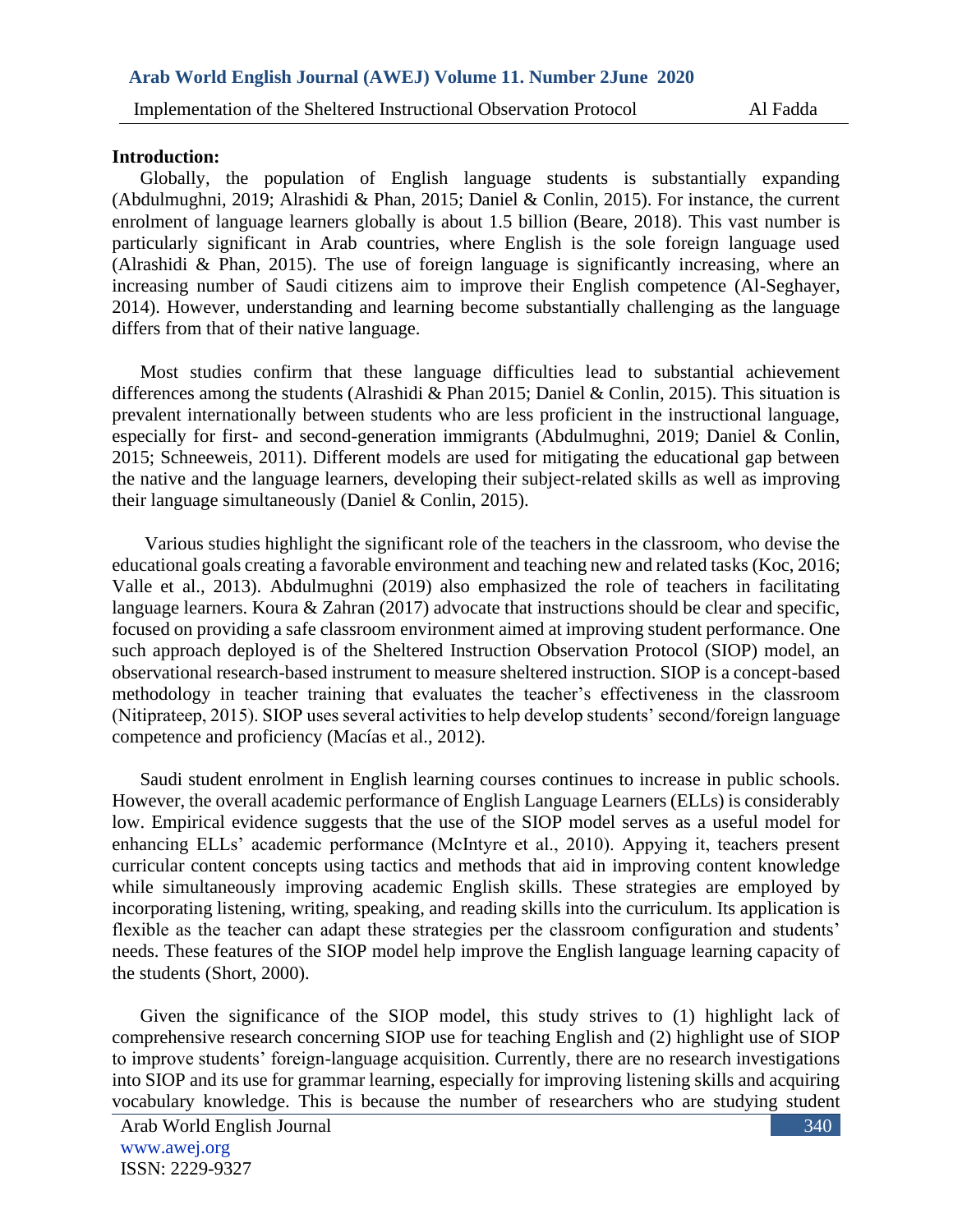**Introduction:**

Globally, the population of English language students is substantially expanding (Abdulmughni, 2019; Alrashidi & Phan, 2015; Daniel & Conlin, 2015). For instance, the current enrolment of language learners globally is about 1.5 billion (Beare, 2018). This vast number is particularly significant in Arab countries, where English is the sole foreign language used (Alrashidi & Phan, 2015). The use of foreign language is significantly increasing, where an increasing number of Saudi citizens aim to improve their English competence (Al-Seghayer, 2014). However, understanding and learning become substantially challenging as the language differs from that of their native language.

Most studies confirm that these language difficulties lead to substantial achievement differences among the students (Alrashidi & Phan 2015; Daniel & Conlin, 2015). This situation is prevalent internationally between students who are less proficient in the instructional language, especially for first- and second-generation immigrants (Abdulmughni, 2019; Daniel & Conlin, 2015; Schneeweis, 2011). Different models are used for mitigating the educational gap between the native and the language learners, developing their subject-related skills as well as improving their language simultaneously (Daniel & Conlin, 2015).

Various studies highlight the significant role of the teachers in the classroom, who devise the educational goals creating a favorable environment and teaching new and related tasks (Koc, 2016; Valle et al., 2013). Abdulmughni (2019) also emphasized the role of teachers in facilitating language learners. Koura & Zahran (2017) advocate that instructions should be clear and specific, focused on providing a safe classroom environment aimed at improving student performance. One such approach deployed is of the Sheltered Instruction Observation Protocol (SIOP) model, an observational research-based instrument to measure sheltered instruction. SIOP is a concept-based methodology in teacher training that evaluates the teacher's effectiveness in the classroom (Nitiprateep, 2015). SIOP uses several activities to help develop students' second/foreign language competence and proficiency (Macías et al., 2012).

Saudi student enrolment in English learning courses continues to increase in public schools. However, the overall academic performance of English Language Learners (ELLs) is considerably low. Empirical evidence suggests that the use of the SIOP model serves as a useful model for enhancing ELLs' academic performance (McIntyre et al., 2010). Appying it, teachers present curricular content concepts using tactics and methods that aid in improving content knowledge while simultaneously improving academic English skills. These strategies are employed by incorporating listening, writing, speaking, and reading skills into the curriculum. Its application is flexible as the teacher can adapt these strategies per the classroom configuration and students' needs. These features of the SIOP model help improve the English language learning capacity of the students (Short, 2000).

Given the significance of the SIOP model, this study strives to (1) highlight lack of comprehensive research concerning SIOP use for teaching English and (2) highlight use of SIOP to improve students' foreign-language acquisition. Currently, there are no research investigations into SIOP and its use for grammar learning, especially for improving listening skills and acquiring vocabulary knowledge. This is because the number of researchers who are studying student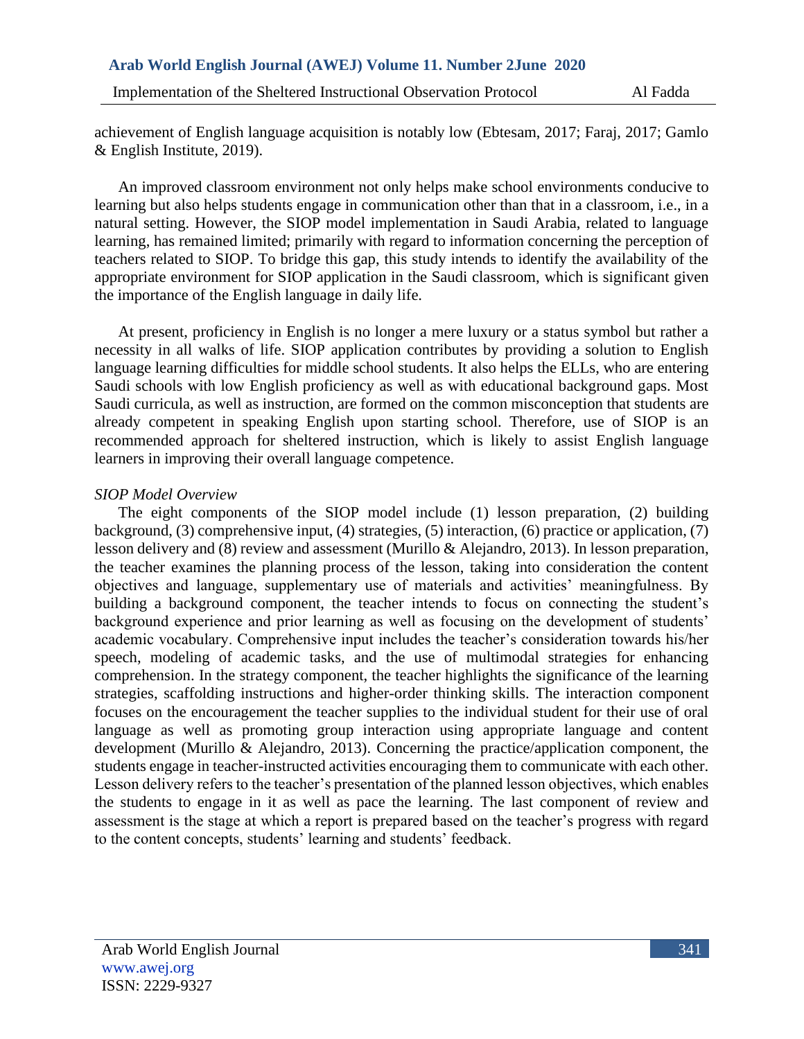achievement of English language acquisition is notably low (Ebtesam, 2017; Faraj, 2017; Gamlo & English Institute, 2019).

An improved classroom environment not only helps make school environments conducive to learning but also helps students engage in communication other than that in a classroom, i.e., in a natural setting. However, the SIOP model implementation in Saudi Arabia, related to language learning, has remained limited; primarily with regard to information concerning the perception of teachers related to SIOP. To bridge this gap, this study intends to identify the availability of the appropriate environment for SIOP application in the Saudi classroom, which is significant given the importance of the English language in daily life.

At present, proficiency in English is no longer a mere luxury or a status symbol but rather a necessity in all walks of life. SIOP application contributes by providing a solution to English language learning difficulties for middle school students. It also helps the ELLs, who are entering Saudi schools with low English proficiency as well as with educational background gaps. Most Saudi curricula, as well as instruction, are formed on the common misconception that students are already competent in speaking English upon starting school. Therefore, use of SIOP is an recommended approach for sheltered instruction, which is likely to assist English language learners in improving their overall language competence.

*SIOP Model Overview*

The eight components of the SIOP model include (1) lesson preparation, (2) building background, (3) comprehensive input, (4) strategies, (5) interaction, (6) practice or application, (7) lesson delivery and (8) review and assessment (Murillo & Alejandro, 2013). In lesson preparation, the teacher examines the planning process of the lesson, taking into consideration the content objectives and language, supplementary use of materials and activities' meaningfulness. By building a background component, the teacher intends to focus on connecting the student's background experience and prior learning as well as focusing on the development of students' academic vocabulary. Comprehensive input includes the teacher's consideration towards his/her speech, modeling of academic tasks, and the use of multimodal strategies for enhancing comprehension. In the strategy component, the teacher highlights the significance of the learning strategies, scaffolding instructions and higher-order thinking skills. The interaction component focuses on the encouragement the teacher supplies to the individual student for their use of oral language as well as promoting group interaction using appropriate language and content development (Murillo & Alejandro, 2013). Concerning the practice/application component, the students engage in teacher-instructed activities encouraging them to communicate with each other. Lesson delivery refers to the teacher's presentation of the planned lesson objectives, which enables the students to engage in it as well as pace the learning. The last component of review and assessment is the stage at which a report is prepared based on the teacher's progress with regard to the content concepts, students' learning and students' feedback.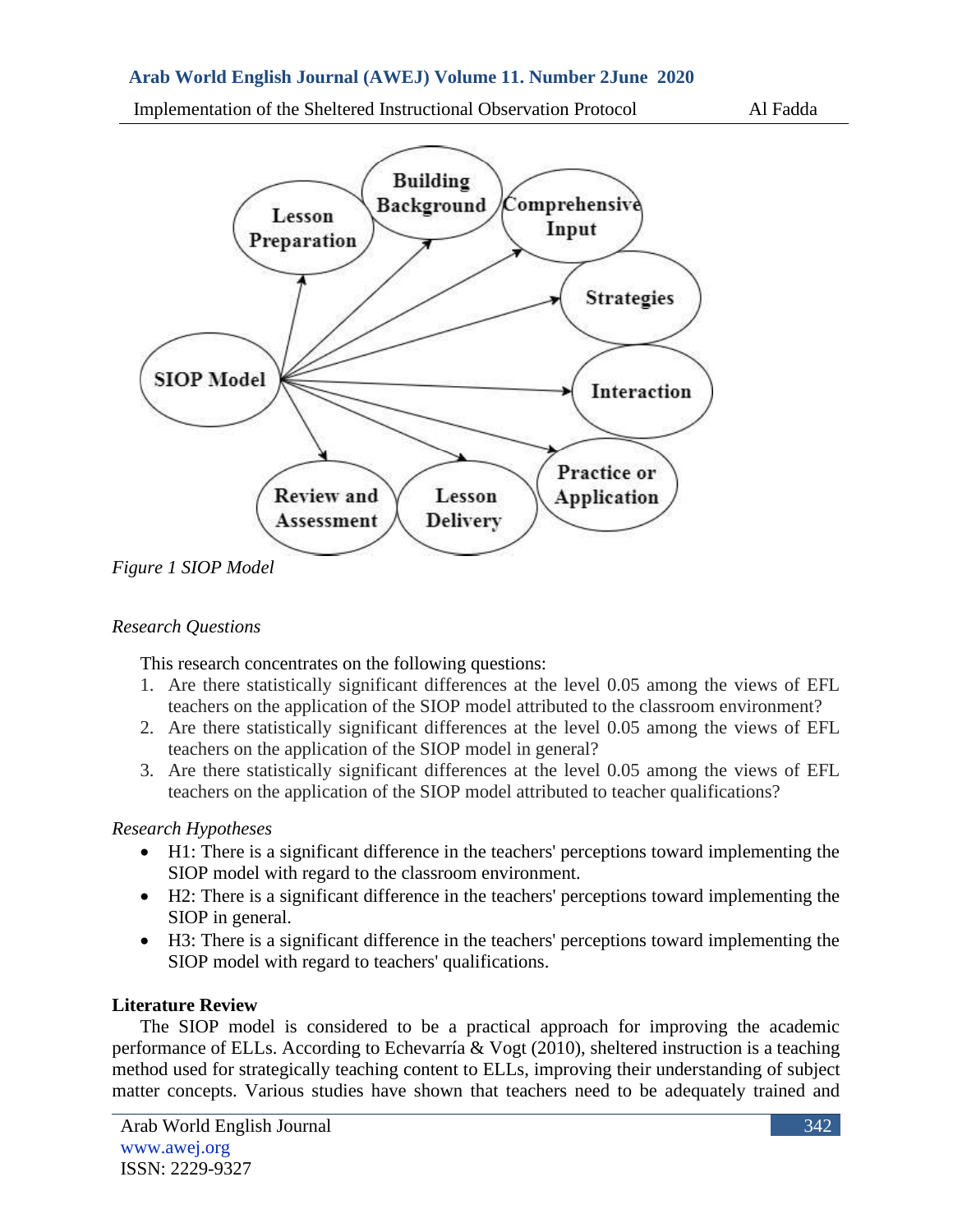*Figure 1 SIOP Model*

*Research Questions*

This research concentrates on the following questions:

1. Are there statistically significant differences at the level 0.05 among the views of EFL teachers on the application of the SIOP model attributed to the classroom environment?
2. Are there statistically significant differences at the level 0.05 among the views of EFL teachers on the application of the SIOP model in general?
3. Are there statistically significant differences at the level 0.05 among the views of EFL teachers on the application of the SIOP model attributed to teacher qualifications?

*Research Hypotheses*

- H1: There is a significant difference in the teachers' perceptions toward implementing the SIOP model with regard to the classroom environment.
- H2: There is a significant difference in the teachers' perceptions toward implementing the SIOP in general.
- H3: There is a significant difference in the teachers' perceptions toward implementing the SIOP model with regard to teachers' qualifications.

**Literature Review**

The SIOP model is considered to be a practical approach for improving the academic performance of ELLs. According to Echevarría & Vogt (2010), sheltered instruction is a teaching method used for strategically teaching content to ELLs, improving their understanding of subject matter concepts. Various studies have shown that teachers need to be adequately trained and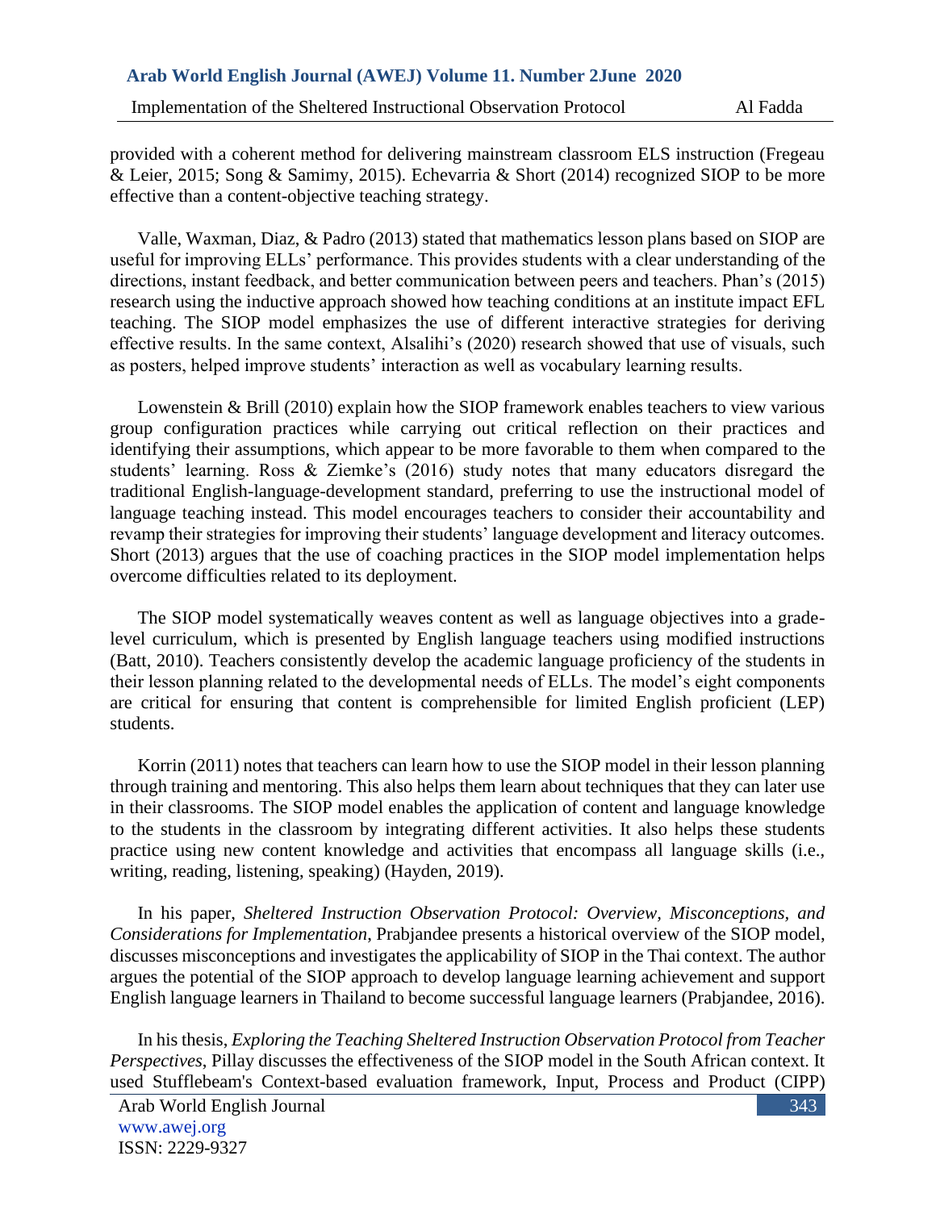provided with a coherent method for delivering mainstream classroom ELS instruction (Fregeau & Leier, 2015; Song & Samimy, 2015). Echevarria & Short (2014) recognized SIOP to be more effective than a content-objective teaching strategy.

Valle, Waxman, Diaz, & Padro (2013) stated that mathematics lesson plans based on SIOP are useful for improving ELLs' performance. This provides students with a clear understanding of the directions, instant feedback, and better communication between peers and teachers. Phan's (2015) research using the inductive approach showed how teaching conditions at an institute impact EFL teaching. The SIOP model emphasizes the use of different interactive strategies for deriving effective results. In the same context, Alsalihi's (2020) research showed that use of visuals, such as posters, helped improve students' interaction as well as vocabulary learning results.

Lowenstein & Brill (2010) explain how the SIOP framework enables teachers to view various group configuration practices while carrying out critical reflection on their practices and identifying their assumptions, which appear to be more favorable to them when compared to the students' learning. Ross & Ziemke's (2016) study notes that many educators disregard the traditional English-language-development standard, preferring to use the instructional model of language teaching instead. This model encourages teachers to consider their accountability and revamp their strategies for improving their students' language development and literacy outcomes. Short (2013) argues that the use of coaching practices in the SIOP model implementation helps overcome difficulties related to its deployment.

The SIOP model systematically weaves content as well as language objectives into a grade-level curriculum, which is presented by English language teachers using modified instructions (Batt, 2010). Teachers consistently develop the academic language proficiency of the students in their lesson planning related to the developmental needs of ELLs. The model's eight components are critical for ensuring that content is comprehensible for limited English proficient (LEP) students.

Korrin (2011) notes that teachers can learn how to use the SIOP model in their lesson planning through training and mentoring. This also helps them learn about techniques that they can later use in their classrooms. The SIOP model enables the application of content and language knowledge to the students in the classroom by integrating different activities. It also helps these students practice using new content knowledge and activities that encompass all language skills (i.e., writing, reading, listening, speaking) (Hayden, 2019).

In his paper, *Sheltered Instruction Observation Protocol: Overview, Misconceptions, and Considerations for Implementation*, Prabjandee presents a historical overview of the SIOP model, discusses misconceptions and investigates the applicability of SIOP in the Thai context. The author argues the potential of the SIOP approach to develop language learning achievement and support English language learners in Thailand to become successful language learners (Prabjandee, 2016).

In his thesis, *Exploring the Teaching Sheltered Instruction Observation Protocol from Teacher Perspectives*, Pillay discusses the effectiveness of the SIOP model in the South African context. It used Stufflebeam's Context-based evaluation framework, Input, Process and Product (CIPP)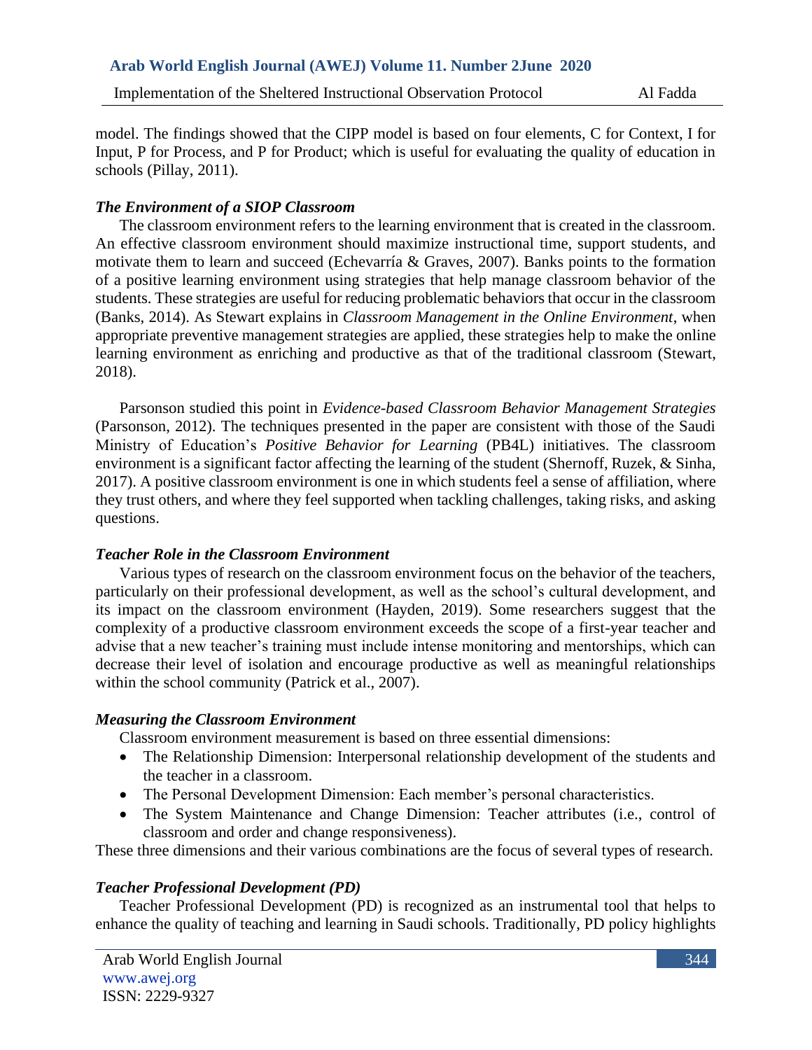model. The findings showed that the CIPP model is based on four elements, C for Context, I for Input, P for Process, and P for Product; which is useful for evaluating the quality of education in schools (Pillay, 2011).

### *The Environment of a SIOP Classroom*

The classroom environment refers to the learning environment that is created in the classroom. An effective classroom environment should maximize instructional time, support students, and motivate them to learn and succeed (Echevarría & Graves, 2007). Banks points to the formation of a positive learning environment using strategies that help manage classroom behavior of the students. These strategies are useful for reducing problematic behaviors that occur in the classroom (Banks, 2014). As Stewart explains in *Classroom Management in the Online Environment*, when appropriate preventive management strategies are applied, these strategies help to make the online learning environment as enriching and productive as that of the traditional classroom (Stewart, 2018).

Parsonson studied this point in *Evidence-based Classroom Behavior Management Strategies* (Parsonson, 2012). The techniques presented in the paper are consistent with those of the Saudi Ministry of Education's *Positive Behavior for Learning* (PB4L) initiatives. The classroom environment is a significant factor affecting the learning of the student (Shernoff, Ruzek, & Sinha, 2017). A positive classroom environment is one in which students feel a sense of affiliation, where they trust others, and where they feel supported when tackling challenges, taking risks, and asking questions.

### *Teacher Role in the Classroom Environment*

Various types of research on the classroom environment focus on the behavior of the teachers, particularly on their professional development, as well as the school's cultural development, and its impact on the classroom environment (Hayden, 2019). Some researchers suggest that the complexity of a productive classroom environment exceeds the scope of a first-year teacher and advise that a new teacher's training must include intense monitoring and mentorships, which can decrease their level of isolation and encourage productive as well as meaningful relationships within the school community (Patrick et al., 2007).

### *Measuring the Classroom Environment*

Classroom environment measurement is based on three essential dimensions:

- The Relationship Dimension: Interpersonal relationship development of the students and the teacher in a classroom.
- The Personal Development Dimension: Each member's personal characteristics.
- The System Maintenance and Change Dimension: Teacher attributes (i.e., control of classroom and order and change responsiveness).

These three dimensions and their various combinations are the focus of several types of research.

### *Teacher Professional Development (PD)*

Teacher Professional Development (PD) is recognized as an instrumental tool that helps to enhance the quality of teaching and learning in Saudi schools. Traditionally, PD policy highlights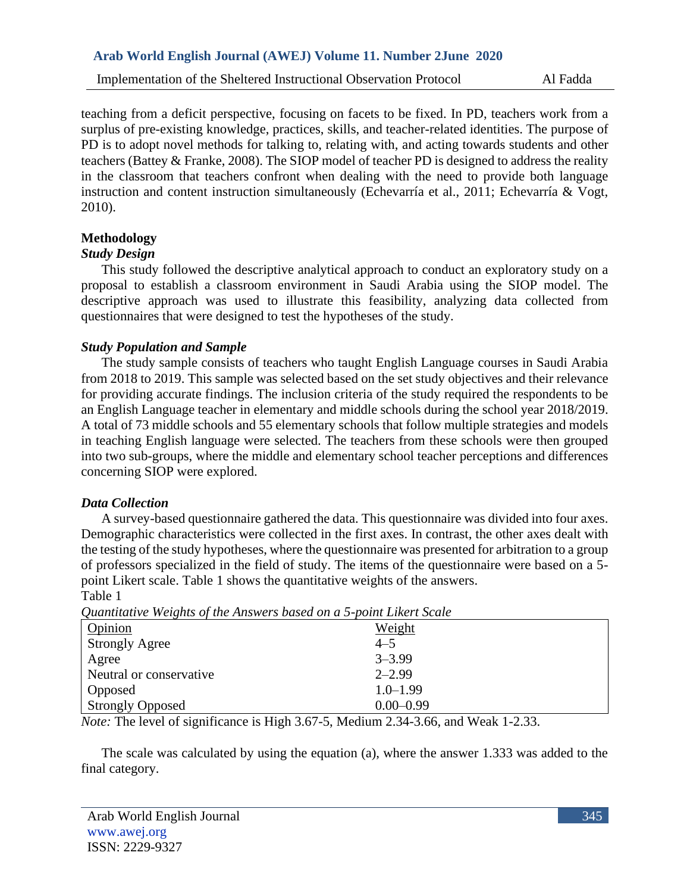teaching from a deficit perspective, focusing on facets to be fixed. In PD, teachers work from a surplus of pre-existing knowledge, practices, skills, and teacher-related identities. The purpose of PD is to adopt novel methods for talking to, relating with, and acting towards students and other teachers (Battey & Franke, 2008). The SIOP model of teacher PD is designed to address the reality in the classroom that teachers confront when dealing with the need to provide both language instruction and content instruction simultaneously (Echevarría et al., 2011; Echevarría & Vogt, 2010).

## Methodology

### *Study Design*

This study followed the descriptive analytical approach to conduct an exploratory study on a proposal to establish a classroom environment in Saudi Arabia using the SIOP model. The descriptive approach was used to illustrate this feasibility, analyzing data collected from questionnaires that were designed to test the hypotheses of the study.

### *Study Population and Sample*

The study sample consists of teachers who taught English Language courses in Saudi Arabia from 2018 to 2019. This sample was selected based on the set study objectives and their relevance for providing accurate findings. The inclusion criteria of the study required the respondents to be an English Language teacher in elementary and middle schools during the school year 2018/2019. A total of 73 middle schools and 55 elementary schools that follow multiple strategies and models in teaching English language were selected. The teachers from these schools were then grouped into two sub-groups, where the middle and elementary school teacher perceptions and differences concerning SIOP were explored.

### *Data Collection*

A survey-based questionnaire gathered the data. This questionnaire was divided into four axes. Demographic characteristics were collected in the first axes. In contrast, the other axes dealt with the testing of the study hypotheses, where the questionnaire was presented for arbitration to a group of professors specialized in the field of study. The items of the questionnaire were based on a 5-point Likert scale. Table 1 shows the quantitative weights of the answers.

Table 1

*Quantitative Weights of the Answers based on a 5-point Likert Scale*

| Opinion | Weight |
|---|---|
| Strongly Agree | 4–5 |
| Agree | 3–3.99 |
| Neutral or conservative | 2–2.99 |
| Opposed | 1.0–1.99 |
| Strongly Opposed | 0.00–0.99 |

*Note:* The level of significance is High 3.67-5, Medium 2.34-3.66, and Weak 1-2.33.

The scale was calculated by using the equation (a), where the answer 1.333 was added to the final category.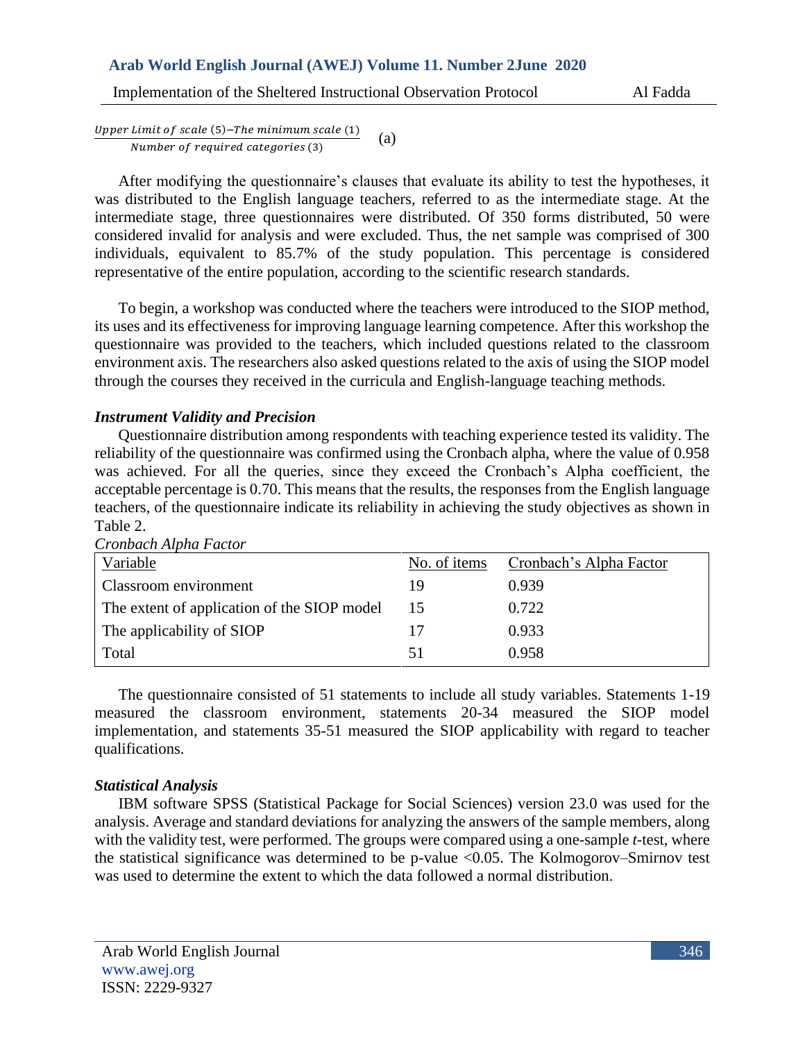$$\frac{Upper\ Limit\ of\ scale\ (5) - The\ minimum\ scale\ (1)}{Number\ of\ required\ categories\ (3)} \quad (a)$$

After modifying the questionnaire's clauses that evaluate its ability to test the hypotheses, it was distributed to the English language teachers, referred to as the intermediate stage. At the intermediate stage, three questionnaires were distributed. Of 350 forms distributed, 50 were considered invalid for analysis and were excluded. Thus, the net sample was comprised of 300 individuals, equivalent to 85.7% of the study population. This percentage is considered representative of the entire population, according to the scientific research standards.

To begin, a workshop was conducted where the teachers were introduced to the SIOP method, its uses and its effectiveness for improving language learning competence. After this workshop the questionnaire was provided to the teachers, which included questions related to the classroom environment axis. The researchers also asked questions related to the axis of using the SIOP model through the courses they received in the curricula and English-language teaching methods.

### *Instrument Validity and Precision*

Questionnaire distribution among respondents with teaching experience tested its validity. The reliability of the questionnaire was confirmed using the Cronbach alpha, where the value of 0.958 was achieved. For all the queries, since they exceed the Cronbach's Alpha coefficient, the acceptable percentage is 0.70. This means that the results, the responses from the English language teachers, of the questionnaire indicate its reliability in achieving the study objectives as shown in Table 2.

*Cronbach Alpha Factor*

| Variable | No. of items | Cronbach's Alpha Factor |
|---|---|---|
| Classroom environment | 19 | 0.939 |
| The extent of application of the SIOP model | 15 | 0.722 |
| The applicability of SIOP | 17 | 0.933 |
| Total | 51 | 0.958 |

The questionnaire consisted of 51 statements to include all study variables. Statements 1-19 measured the classroom environment, statements 20-34 measured the SIOP model implementation, and statements 35-51 measured the SIOP applicability with regard to teacher qualifications.

### *Statistical Analysis*

IBM software SPSS (Statistical Package for Social Sciences) version 23.0 was used for the analysis. Average and standard deviations for analyzing the answers of the sample members, along with the validity test, were performed. The groups were compared using a one-sample *t*-test, where the statistical significance was determined to be p-value $<0.05$. The Kolmogorov–Smirnov test was used to determine the extent to which the data followed a normal distribution.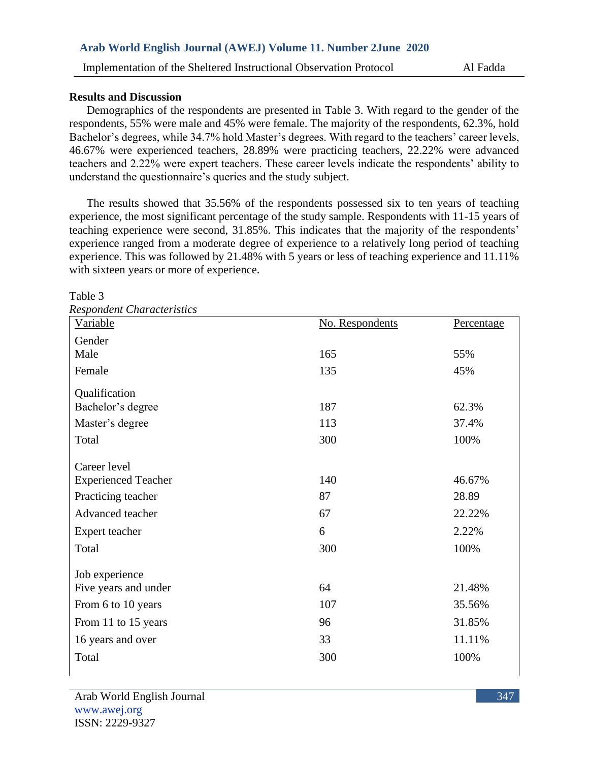## Results and Discussion

Demographics of the respondents are presented in Table 3. With regard to the gender of the respondents, 55% were male and 45% were female. The majority of the respondents, 62.3%, hold Bachelor's degrees, while 34.7% hold Master's degrees. With regard to the teachers' career levels, 46.67% were experienced teachers, 28.89% were practicing teachers, 22.22% were advanced teachers and 2.22% were expert teachers. These career levels indicate the respondents' ability to understand the questionnaire's queries and the study subject.

The results showed that 35.56% of the respondents possessed six to ten years of teaching experience, the most significant percentage of the study sample. Respondents with 11-15 years of teaching experience were second, 31.85%. This indicates that the majority of the respondents' experience ranged from a moderate degree of experience to a relatively long period of teaching experience. This was followed by 21.48% with 5 years or less of teaching experience and 11.11% with sixteen years or more of experience.

Table 3
*Respondent Characteristics*

| Variable | No. Respondents | Percentage |
|---|---|---|
| Gender | | |
| Male | 165 | 55% |
| Female | 135 | 45% |
| Qualification | | |
| Bachelor's degree | 187 | 62.3% |
| Master's degree | 113 | 37.4% |
| Total | 300 | 100% |
| Career level | | |
| Experienced Teacher | 140 | 46.67% |
| Practicing teacher | 87 | 28.89 |
| Advanced teacher | 67 | 22.22% |
| Expert teacher | 6 | 2.22% |
| Total | 300 | 100% |
| Job experience | | |
| Five years and under | 64 | 21.48% |
| From 6 to 10 years | 107 | 35.56% |
| From 11 to 15 years | 96 | 31.85% |
| 16 years and over | 33 | 11.11% |
| Total | 300 | 100% |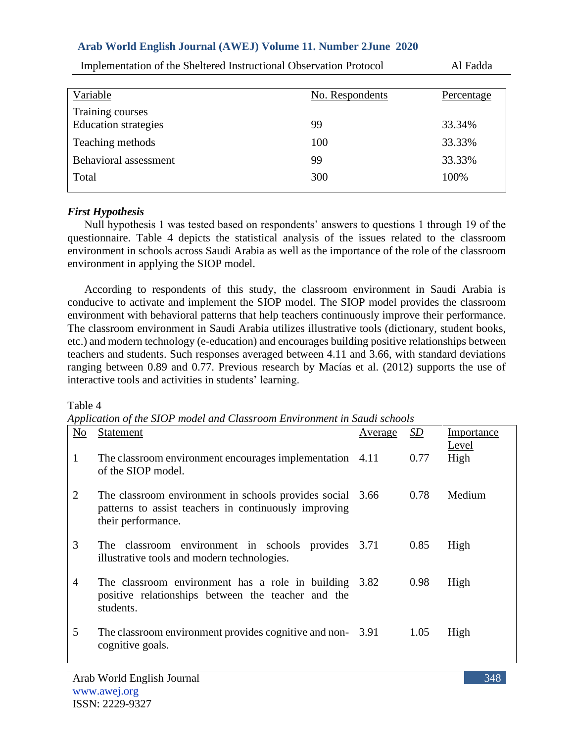| Variable | No. Respondents | Percentage |
|---|---|---|
| Training courses | | |
| Education strategies | 99 | 33.34% |
| Teaching methods | 100 | 33.33% |
| Behavioral assessment | 99 | 33.33% |
| Total | 300 | 100% |

***First Hypothesis***

Null hypothesis 1 was tested based on respondents' answers to questions 1 through 19 of the questionnaire. Table 4 depicts the statistical analysis of the issues related to the classroom environment in schools across Saudi Arabia as well as the importance of the role of the classroom environment in applying the SIOP model.

According to respondents of this study, the classroom environment in Saudi Arabia is conducive to activate and implement the SIOP model. The SIOP model provides the classroom environment with behavioral patterns that help teachers continuously improve their performance. The classroom environment in Saudi Arabia utilizes illustrative tools (dictionary, student books, etc.) and modern technology (e-education) and encourages building positive relationships between teachers and students. Such responses averaged between 4.11 and 3.66, with standard deviations ranging between 0.89 and 0.77. Previous research by Macías et al. (2012) supports the use of interactive tools and activities in students' learning.

Table 4
*Application of the SIOP model and Classroom Environment in Saudi schools*

| No | Statement | Average | *SD* | Importance Level |
|---|---|---|---|---|
| 1 | The classroom environment encourages implementation of the SIOP model. | 4.11 | 0.77 | High |
| 2 | The classroom environment in schools provides social patterns to assist teachers in continuously improving their performance. | 3.66 | 0.78 | Medium |
| 3 | The classroom environment in schools provides illustrative tools and modern technologies. | 3.71 | 0.85 | High |
| 4 | The classroom environment has a role in building positive relationships between the teacher and the students. | 3.82 | 0.98 | High |
| 5 | The classroom environment provides cognitive and non-cognitive goals. | 3.91 | 1.05 | High |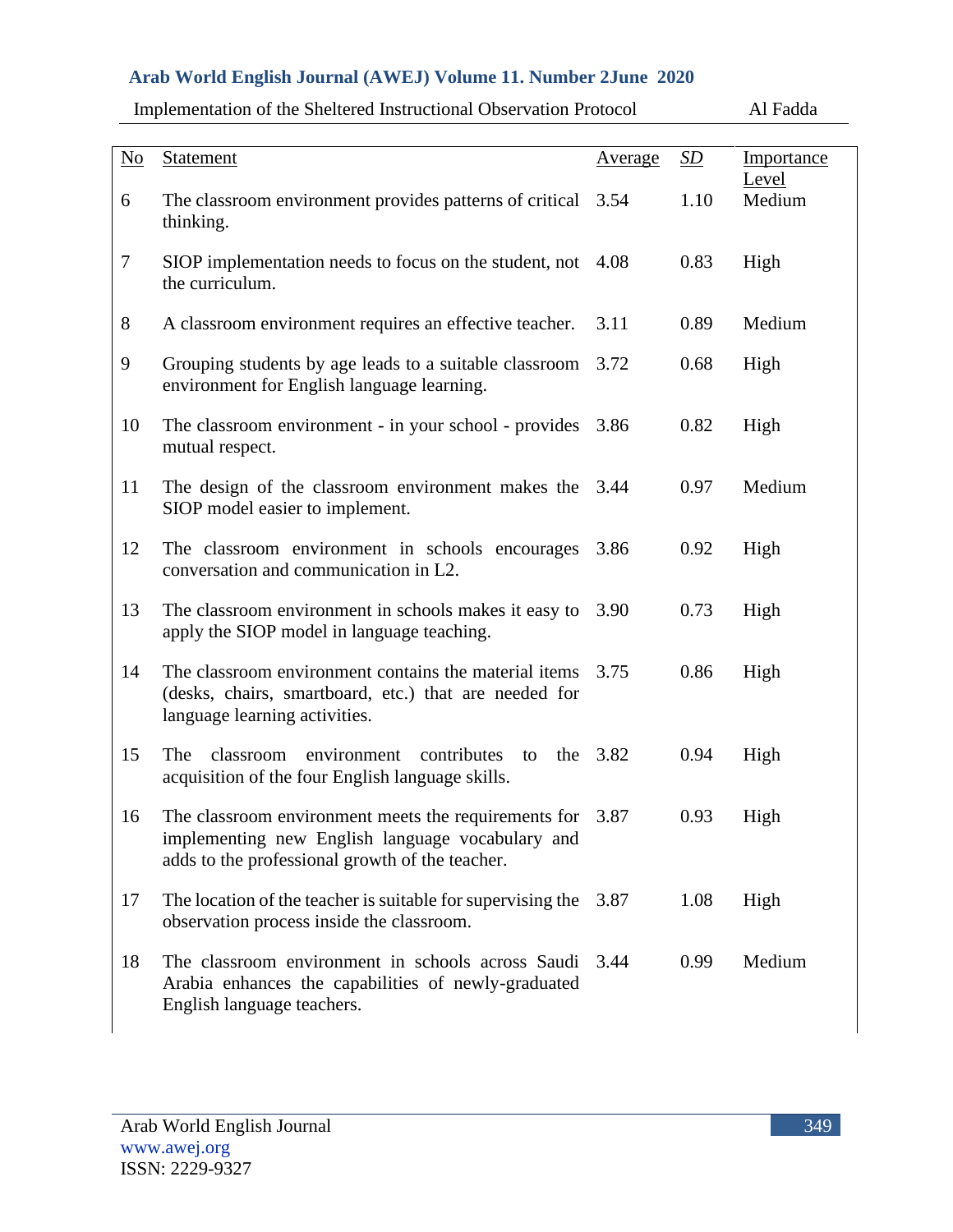| No | Statement | Average | *SD* | Importance Level |
|---|---|---|---|---|
| 6 | The classroom environment provides patterns of critical thinking. | 3.54 | 1.10 | Medium |
| 7 | SIOP implementation needs to focus on the student, not the curriculum. | 4.08 | 0.83 | High |
| 8 | A classroom environment requires an effective teacher. | 3.11 | 0.89 | Medium |
| 9 | Grouping students by age leads to a suitable classroom environment for English language learning. | 3.72 | 0.68 | High |
| 10 | The classroom environment - in your school - provides mutual respect. | 3.86 | 0.82 | High |
| 11 | The design of the classroom environment makes the SIOP model easier to implement. | 3.44 | 0.97 | Medium |
| 12 | The classroom environment in schools encourages conversation and communication in L2. | 3.86 | 0.92 | High |
| 13 | The classroom environment in schools makes it easy to apply the SIOP model in language teaching. | 3.90 | 0.73 | High |
| 14 | The classroom environment contains the material items (desks, chairs, smartboard, etc.) that are needed for language learning activities. | 3.75 | 0.86 | High |
| 15 | The classroom environment contributes to the acquisition of the four English language skills. | 3.82 | 0.94 | High |
| 16 | The classroom environment meets the requirements for implementing new English language vocabulary and adds to the professional growth of the teacher. | 3.87 | 0.93 | High |
| 17 | The location of the teacher is suitable for supervising the observation process inside the classroom. | 3.87 | 1.08 | High |
| 18 | The classroom environment in schools across Saudi Arabia enhances the capabilities of newly-graduated English language teachers. | 3.44 | 0.99 | Medium |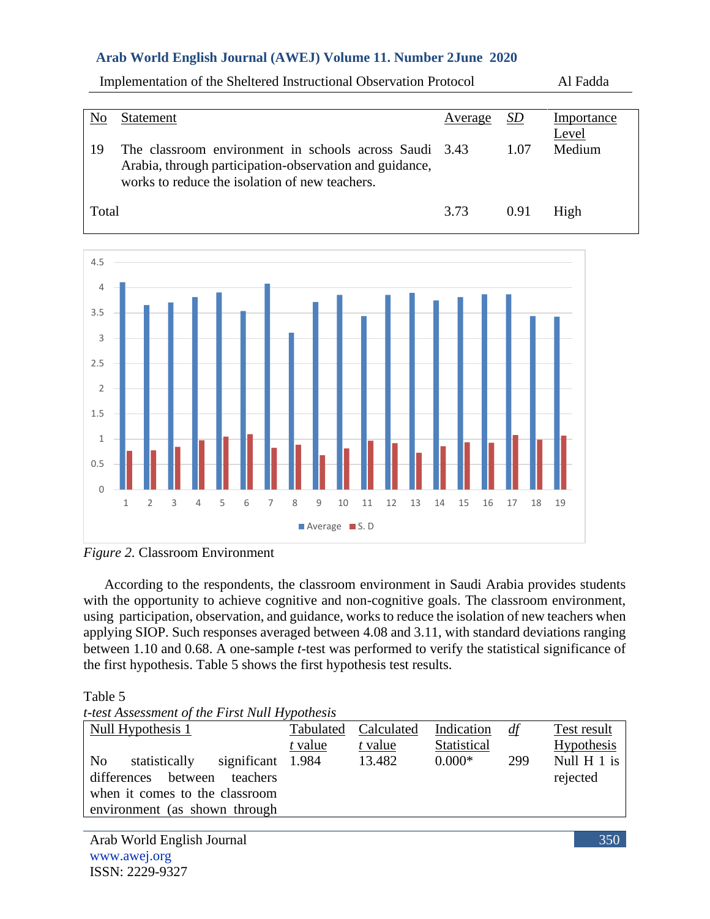| No | Statement | Average | *SD* | Importance Level |
|---|---|---|---|---|
| 19 | The classroom environment in schools across Saudi Arabia, through participation-observation and guidance, works to reduce the isolation of new teachers. | 3.43 | 1.07 | Medium |
| Total | | 3.73 | 0.91 | High |

*Figure 2.* Classroom Environment

According to the respondents, the classroom environment in Saudi Arabia provides students with the opportunity to achieve cognitive and non-cognitive goals. The classroom environment, using participation, observation, and guidance, works to reduce the isolation of new teachers when applying SIOP. Such responses averaged between 4.08 and 3.11, with standard deviations ranging between 1.10 and 0.68. A one-sample *t*-test was performed to verify the statistical significance of the first hypothesis. Table 5 shows the first hypothesis test results.

Table 5
*t-test Assessment of the First Null Hypothesis*

| Null Hypothesis 1 | Tabulated *t* value | Calculated *t* value | Indication Statistical | *df* | Test result Hypothesis |
|---|---|---|---|---|---|
| No statistically significant differences between teachers when it comes to the classroom environment (as shown through | 1.984 | 13.482 | 0.000* | 299 | Null H 1 is rejected |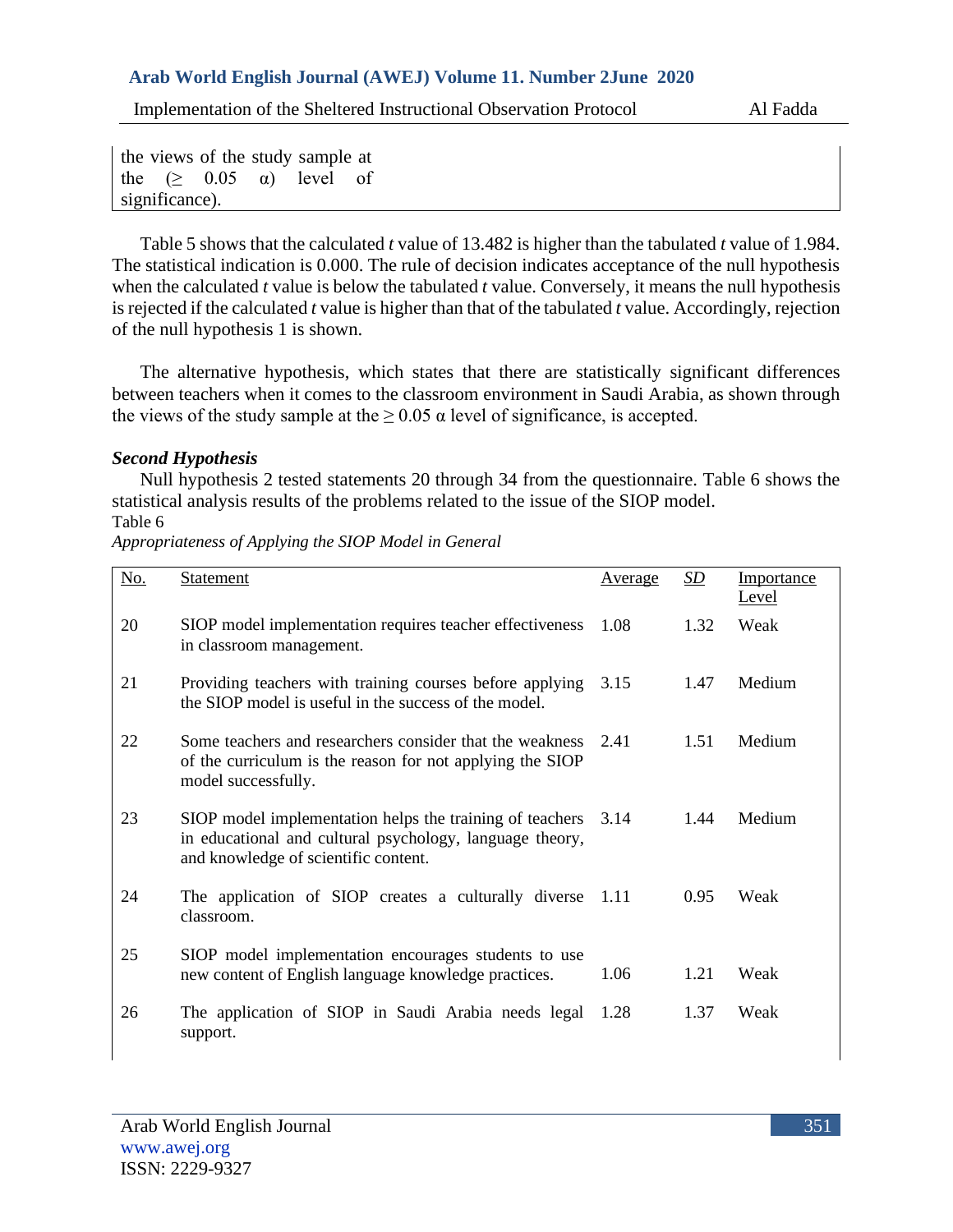the views of the study sample at the (≥ 0.05 α) level of significance).

Table 5 shows that the calculated *t* value of 13.482 is higher than the tabulated *t* value of 1.984. The statistical indication is 0.000. The rule of decision indicates acceptance of the null hypothesis when the calculated *t* value is below the tabulated *t* value. Conversely, it means the null hypothesis is rejected if the calculated *t* value is higher than that of the tabulated *t* value. Accordingly, rejection of the null hypothesis 1 is shown.

The alternative hypothesis, which states that there are statistically significant differences between teachers when it comes to the classroom environment in Saudi Arabia, as shown through the views of the study sample at the ≥ 0.05 α level of significance, is accepted.

### *Second Hypothesis*

Null hypothesis 2 tested statements 20 through 34 from the questionnaire. Table 6 shows the statistical analysis results of the problems related to the issue of the SIOP model.

Table 6

*Appropriateness of Applying the SIOP Model in General*

| No. | Statement | Average | *SD* | Importance Level |
|---|---|---|---|---|
| 20 | SIOP model implementation requires teacher effectiveness in classroom management. | 1.08 | 1.32 | Weak |
| 21 | Providing teachers with training courses before applying the SIOP model is useful in the success of the model. | 3.15 | 1.47 | Medium |
| 22 | Some teachers and researchers consider that the weakness of the curriculum is the reason for not applying the SIOP model successfully. | 2.41 | 1.51 | Medium |
| 23 | SIOP model implementation helps the training of teachers in educational and cultural psychology, language theory, and knowledge of scientific content. | 3.14 | 1.44 | Medium |
| 24 | The application of SIOP creates a culturally diverse classroom. | 1.11 | 0.95 | Weak |
| 25 | SIOP model implementation encourages students to use new content of English language knowledge practices. | 1.06 | 1.21 | Weak |
| 26 | The application of SIOP in Saudi Arabia needs legal support. | 1.28 | 1.37 | Weak |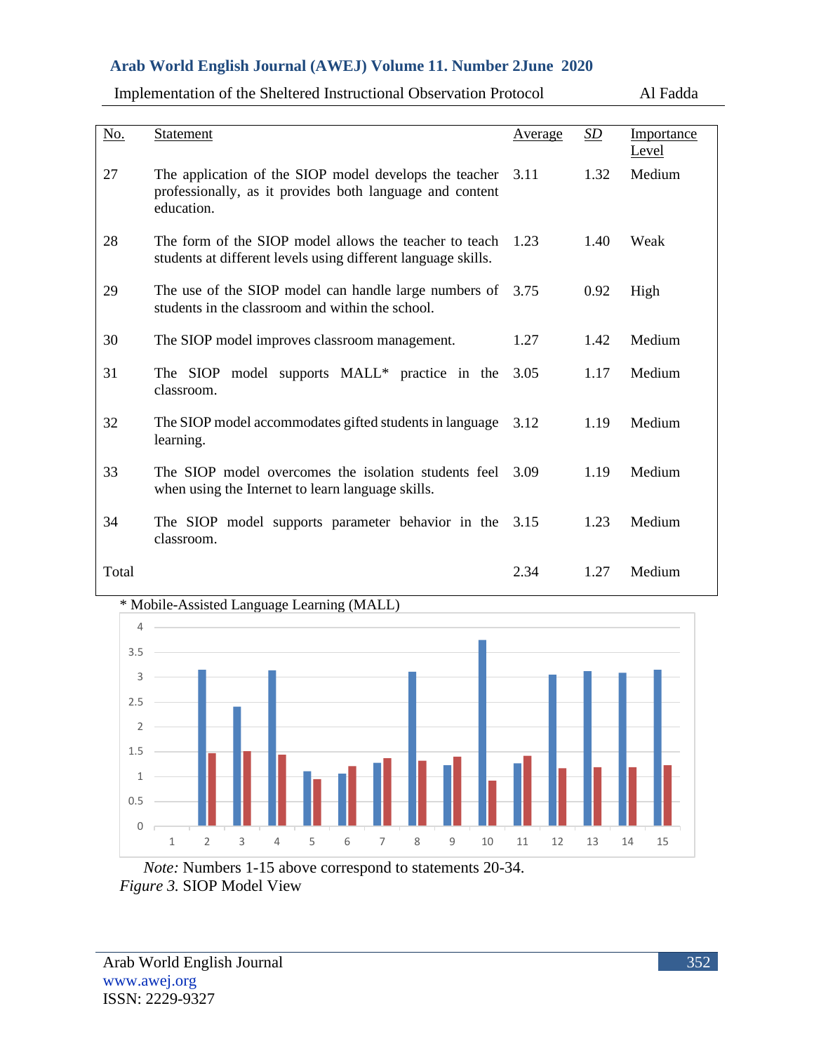| No. | Statement | Average | SD | Importance Level |
|---|---|---|---|---|
| 27 | The application of the SIOP model develops the teacher professionally, as it provides both language and content education. | 3.11 | 1.32 | Medium |
| 28 | The form of the SIOP model allows the teacher to teach students at different levels using different language skills. | 1.23 | 1.40 | Weak |
| 29 | The use of the SIOP model can handle large numbers of students in the classroom and within the school. | 3.75 | 0.92 | High |
| 30 | The SIOP model improves classroom management. | 1.27 | 1.42 | Medium |
| 31 | The SIOP model supports MALL* practice in the classroom. | 3.05 | 1.17 | Medium |
| 32 | The SIOP model accommodates gifted students in language learning. | 3.12 | 1.19 | Medium |
| 33 | The SIOP model overcomes the isolation students feel when using the Internet to learn language skills. | 3.09 | 1.19 | Medium |
| 34 | The SIOP model supports parameter behavior in the classroom. | 3.15 | 1.23 | Medium |
| Total | | 2.34 | 1.27 | Medium |

\* Mobile-Assisted Language Learning (MALL)

*Note:* Numbers 1-15 above correspond to statements 20-34.

*Figure 3.* SIOP Model View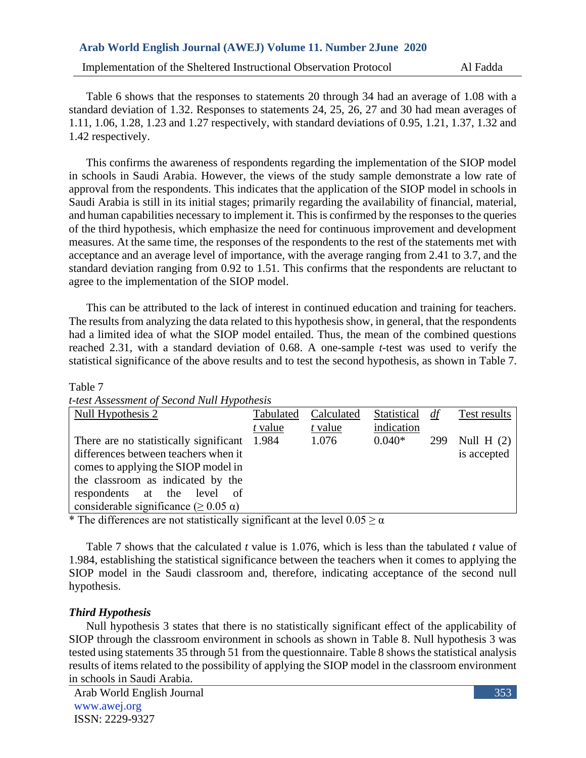Table 6 shows that the responses to statements 20 through 34 had an average of 1.08 with a standard deviation of 1.32. Responses to statements 24, 25, 26, 27 and 30 had mean averages of 1.11, 1.06, 1.28, 1.23 and 1.27 respectively, with standard deviations of 0.95, 1.21, 1.37, 1.32 and 1.42 respectively.

This confirms the awareness of respondents regarding the implementation of the SIOP model in schools in Saudi Arabia. However, the views of the study sample demonstrate a low rate of approval from the respondents. This indicates that the application of the SIOP model in schools in Saudi Arabia is still in its initial stages; primarily regarding the availability of financial, material, and human capabilities necessary to implement it. This is confirmed by the responses to the queries of the third hypothesis, which emphasize the need for continuous improvement and development measures. At the same time, the responses of the respondents to the rest of the statements met with acceptance and an average level of importance, with the average ranging from 2.41 to 3.7, and the standard deviation ranging from 0.92 to 1.51. This confirms that the respondents are reluctant to agree to the implementation of the SIOP model.

This can be attributed to the lack of interest in continued education and training for teachers. The results from analyzing the data related to this hypothesis show, in general, that the respondents had a limited idea of what the SIOP model entailed. Thus, the mean of the combined questions reached 2.31, with a standard deviation of 0.68. A one-sample *t*-test was used to verify the statistical significance of the above results and to test the second hypothesis, as shown in Table 7.

Table 7
*t-test Assessment of Second Null Hypothesis*

| Null Hypothesis 2 | Tabulated *t* value | Calculated *t* value | Statistical indication | *df* | Test results |
|---|---|---|---|---|---|
| There are no statistically significant differences between teachers when it comes to applying the SIOP model in the classroom as indicated by the respondents at the level of considerable significance ($\geq 0.05\ \alpha$) | 1.984 | 1.076 | 0.040* | 299 | Null H (2) is accepted |

\* The differences are not statistically significant at the level $0.05 \geq \alpha$

Table 7 shows that the calculated *t* value is 1.076, which is less than the tabulated *t* value of 1.984, establishing the statistical significance between the teachers when it comes to applying the SIOP model in the Saudi classroom and, therefore, indicating acceptance of the second null hypothesis.

***Third Hypothesis***

Null hypothesis 3 states that there is no statistically significant effect of the applicability of SIOP through the classroom environment in schools as shown in Table 8. Null hypothesis 3 was tested using statements 35 through 51 from the questionnaire. Table 8 shows the statistical analysis results of items related to the possibility of applying the SIOP model in the classroom environment in schools in Saudi Arabia.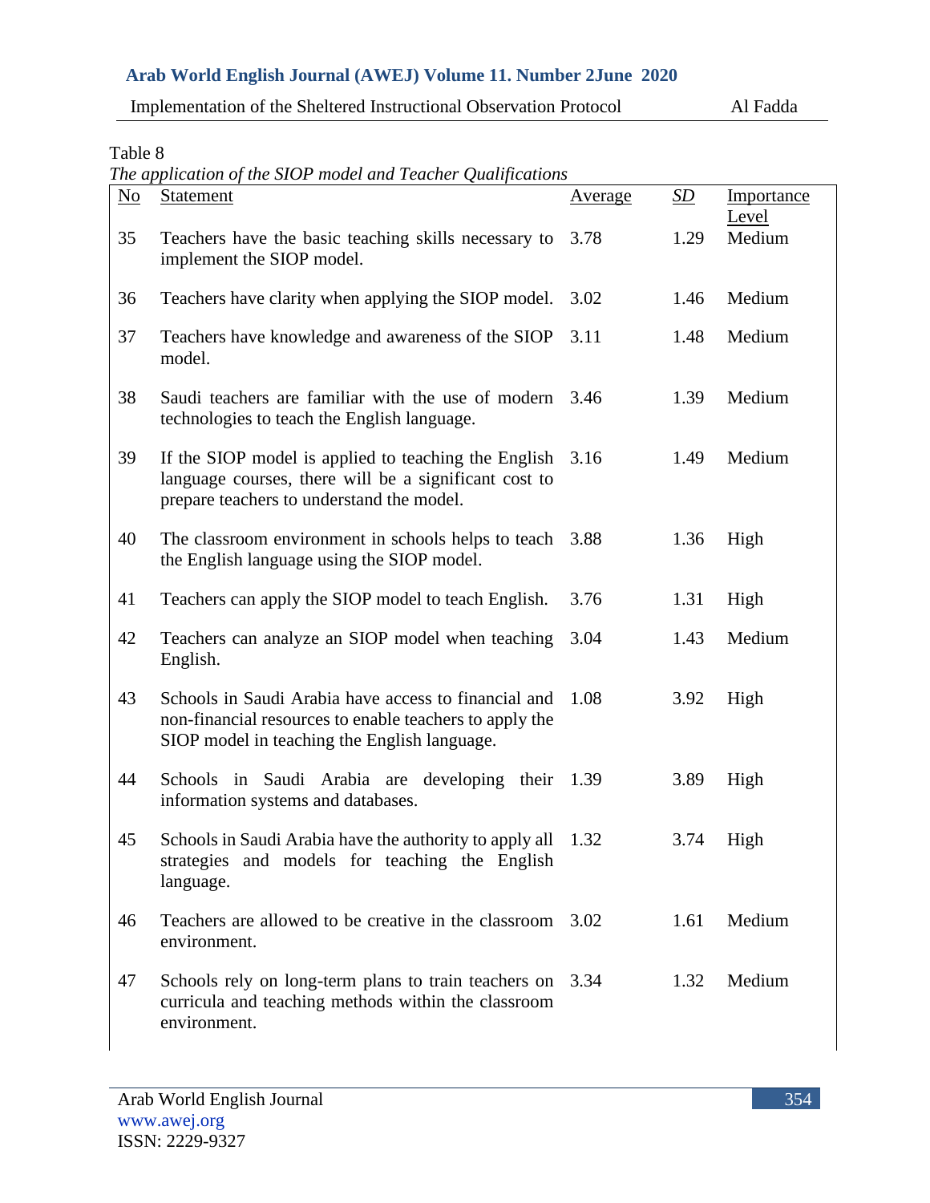Table 8

*The application of the SIOP model and Teacher Qualifications*

| No | Statement | Average | SD | Importance Level |
|---|---|---|---|---|
| 35 | Teachers have the basic teaching skills necessary to implement the SIOP model. | 3.78 | 1.29 | Medium |
| 36 | Teachers have clarity when applying the SIOP model. | 3.02 | 1.46 | Medium |
| 37 | Teachers have knowledge and awareness of the SIOP model. | 3.11 | 1.48 | Medium |
| 38 | Saudi teachers are familiar with the use of modern technologies to teach the English language. | 3.46 | 1.39 | Medium |
| 39 | If the SIOP model is applied to teaching the English language courses, there will be a significant cost to prepare teachers to understand the model. | 3.16 | 1.49 | Medium |
| 40 | The classroom environment in schools helps to teach the English language using the SIOP model. | 3.88 | 1.36 | High |
| 41 | Teachers can apply the SIOP model to teach English. | 3.76 | 1.31 | High |
| 42 | Teachers can analyze an SIOP model when teaching English. | 3.04 | 1.43 | Medium |
| 43 | Schools in Saudi Arabia have access to financial and non-financial resources to enable teachers to apply the SIOP model in teaching the English language. | 1.08 | 3.92 | High |
| 44 | Schools in Saudi Arabia are developing their information systems and databases. | 1.39 | 3.89 | High |
| 45 | Schools in Saudi Arabia have the authority to apply all strategies and models for teaching the English language. | 1.32 | 3.74 | High |
| 46 | Teachers are allowed to be creative in the classroom environment. | 3.02 | 1.61 | Medium |
| 47 | Schools rely on long-term plans to train teachers on curricula and teaching methods within the classroom environment. | 3.34 | 1.32 | Medium |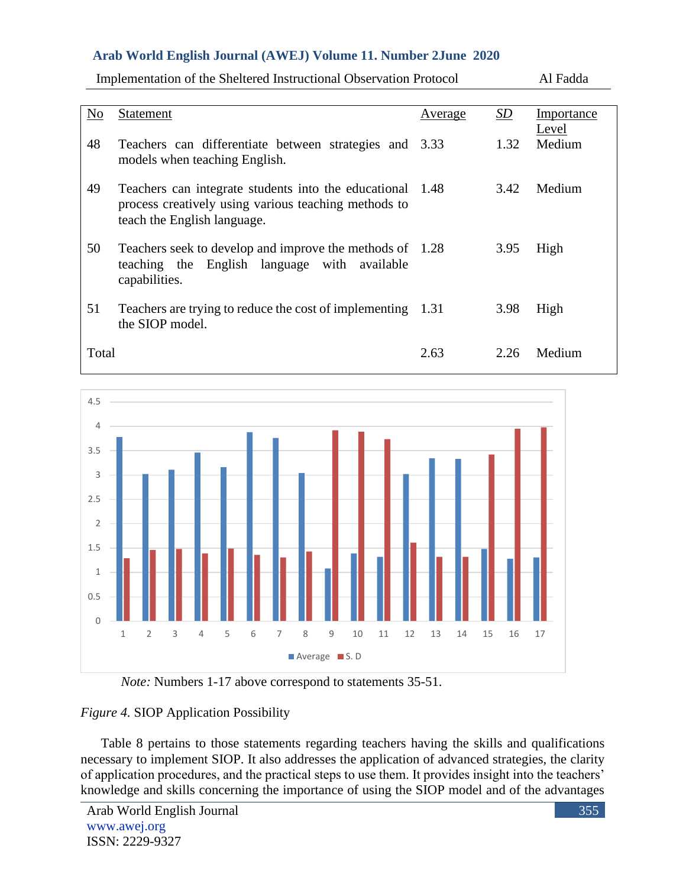| No | Statement | Average | SD | Importance Level |
|---|---|---|---|---|
| 48 | Teachers can differentiate between strategies and models when teaching English. | 3.33 | 1.32 | Medium |
| 49 | Teachers can integrate students into the educational process creatively using various teaching methods to teach the English language. | 1.48 | 3.42 | Medium |
| 50 | Teachers seek to develop and improve the methods of teaching the English language with available capabilities. | 1.28 | 3.95 | High |
| 51 | Teachers are trying to reduce the cost of implementing the SIOP model. | 1.31 | 3.98 | High |
| Total | | 2.63 | 2.26 | Medium |

*Note:* Numbers 1-17 above correspond to statements 35-51.

*Figure 4.* SIOP Application Possibility

Table 8 pertains to those statements regarding teachers having the skills and qualifications necessary to implement SIOP. It also addresses the application of advanced strategies, the clarity of application procedures, and the practical steps to use them. It provides insight into the teachers' knowledge and skills concerning the importance of using the SIOP model and of the advantages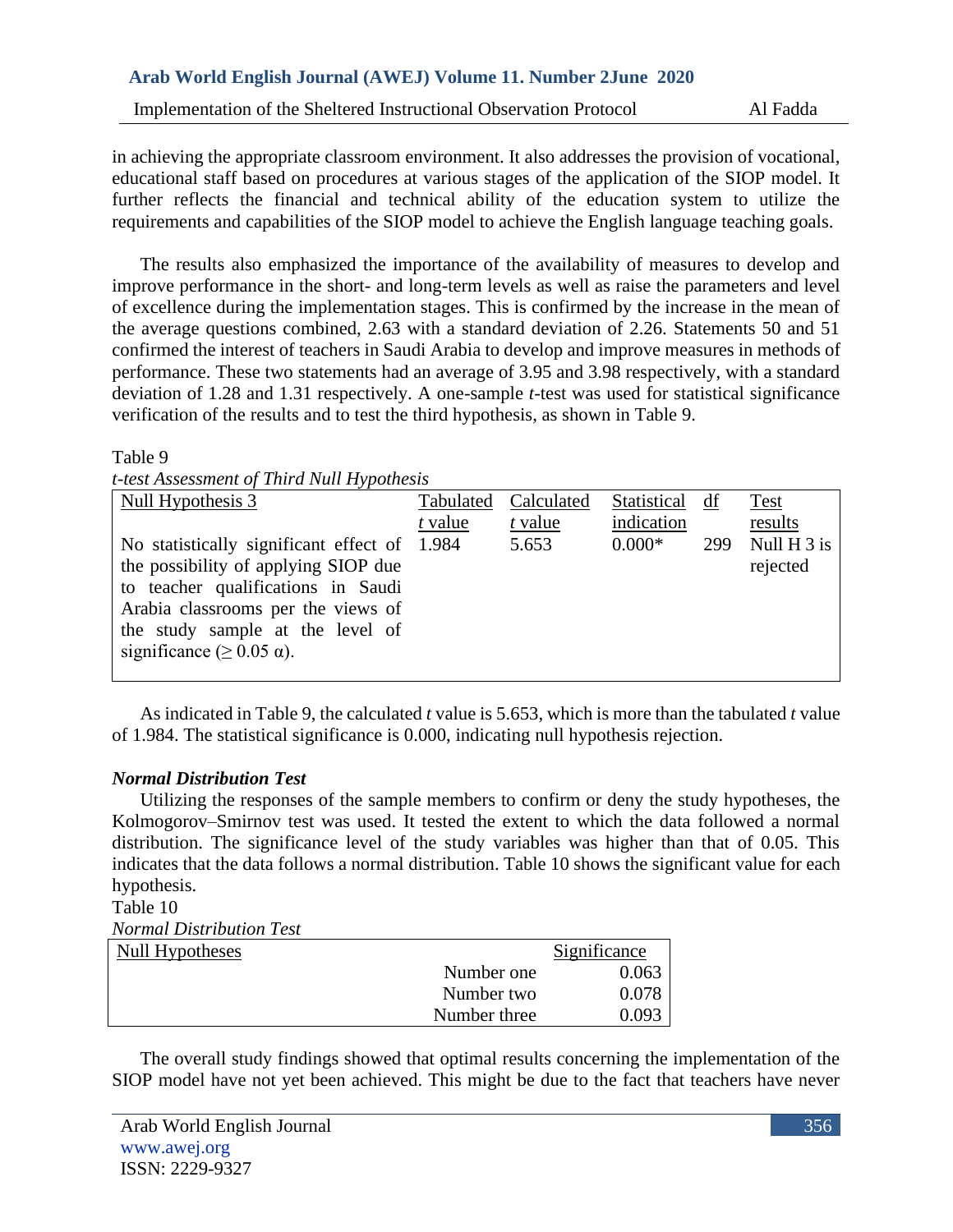in achieving the appropriate classroom environment. It also addresses the provision of vocational, educational staff based on procedures at various stages of the application of the SIOP model. It further reflects the financial and technical ability of the education system to utilize the requirements and capabilities of the SIOP model to achieve the English language teaching goals.

The results also emphasized the importance of the availability of measures to develop and improve performance in the short- and long-term levels as well as raise the parameters and level of excellence during the implementation stages. This is confirmed by the increase in the mean of the average questions combined, 2.63 with a standard deviation of 2.26. Statements 50 and 51 confirmed the interest of teachers in Saudi Arabia to develop and improve measures in methods of performance. These two statements had an average of 3.95 and 3.98 respectively, with a standard deviation of 1.28 and 1.31 respectively. A one-sample *t*-test was used for statistical significance verification of the results and to test the third hypothesis, as shown in Table 9.

Table 9
*t-test Assessment of Third Null Hypothesis*

| Null Hypothesis 3 | Tabulated *t* value | Calculated *t* value | Statistical indication | df | Test results |
|---|---|---|---|---|---|
| No statistically significant effect of the possibility of applying SIOP due to teacher qualifications in Saudi Arabia classrooms per the views of the study sample at the level of significance ($\geq 0.05\ \alpha$). | 1.984 | 5.653 | 0.000* | 299 | Null H 3 is rejected |

As indicated in Table 9, the calculated *t* value is 5.653, which is more than the tabulated *t* value of 1.984. The statistical significance is 0.000, indicating null hypothesis rejection.

***Normal Distribution Test***

Utilizing the responses of the sample members to confirm or deny the study hypotheses, the Kolmogorov–Smirnov test was used. It tested the extent to which the data followed a normal distribution. The significance level of the study variables was higher than that of 0.05. This indicates that the data follows a normal distribution. Table 10 shows the significant value for each hypothesis.

Table 10
*Normal Distribution Test*

| Null Hypotheses | | Significance |
|---|---|---|
| | Number one | 0.063 |
| | Number two | 0.078 |
| | Number three | 0.093 |

The overall study findings showed that optimal results concerning the implementation of the SIOP model have not yet been achieved. This might be due to the fact that teachers have never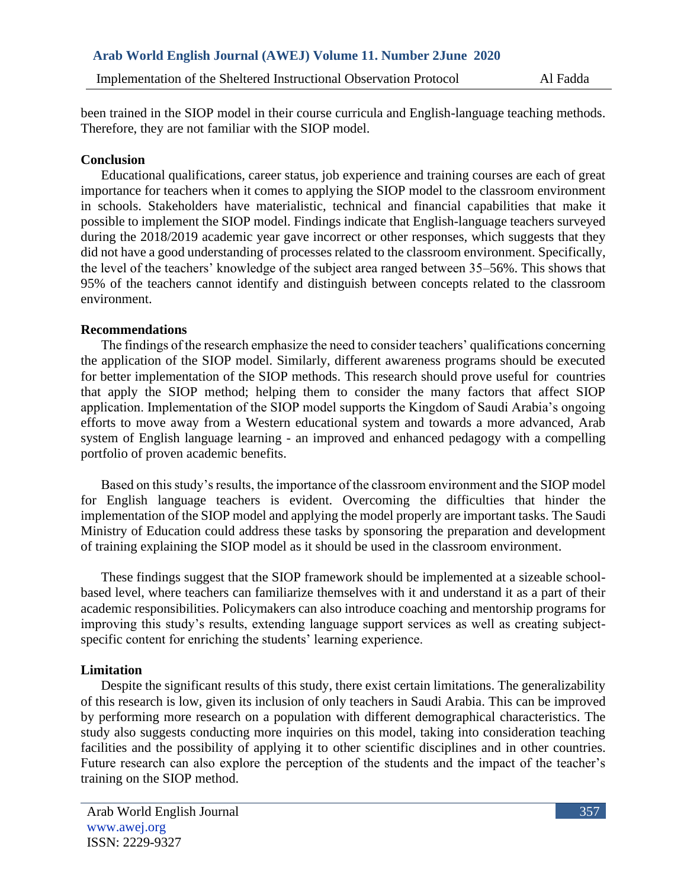been trained in the SIOP model in their course curricula and English-language teaching methods. Therefore, they are not familiar with the SIOP model.

**Conclusion**

Educational qualifications, career status, job experience and training courses are each of great importance for teachers when it comes to applying the SIOP model to the classroom environment in schools. Stakeholders have materialistic, technical and financial capabilities that make it possible to implement the SIOP model. Findings indicate that English-language teachers surveyed during the 2018/2019 academic year gave incorrect or other responses, which suggests that they did not have a good understanding of processes related to the classroom environment. Specifically, the level of the teachers' knowledge of the subject area ranged between 35–56%. This shows that 95% of the teachers cannot identify and distinguish between concepts related to the classroom environment.

**Recommendations**

The findings of the research emphasize the need to consider teachers' qualifications concerning the application of the SIOP model. Similarly, different awareness programs should be executed for better implementation of the SIOP methods. This research should prove useful for countries that apply the SIOP method; helping them to consider the many factors that affect SIOP application. Implementation of the SIOP model supports the Kingdom of Saudi Arabia's ongoing efforts to move away from a Western educational system and towards a more advanced, Arab system of English language learning - an improved and enhanced pedagogy with a compelling portfolio of proven academic benefits.

Based on this study's results, the importance of the classroom environment and the SIOP model for English language teachers is evident. Overcoming the difficulties that hinder the implementation of the SIOP model and applying the model properly are important tasks. The Saudi Ministry of Education could address these tasks by sponsoring the preparation and development of training explaining the SIOP model as it should be used in the classroom environment.

These findings suggest that the SIOP framework should be implemented at a sizeable school-based level, where teachers can familiarize themselves with it and understand it as a part of their academic responsibilities. Policymakers can also introduce coaching and mentorship programs for improving this study's results, extending language support services as well as creating subject-specific content for enriching the students' learning experience.

**Limitation**

Despite the significant results of this study, there exist certain limitations. The generalizability of this research is low, given its inclusion of only teachers in Saudi Arabia. This can be improved by performing more research on a population with different demographical characteristics. The study also suggests conducting more inquiries on this model, taking into consideration teaching facilities and the possibility of applying it to other scientific disciplines and in other countries. Future research can also explore the perception of the students and the impact of the teacher's training on the SIOP method.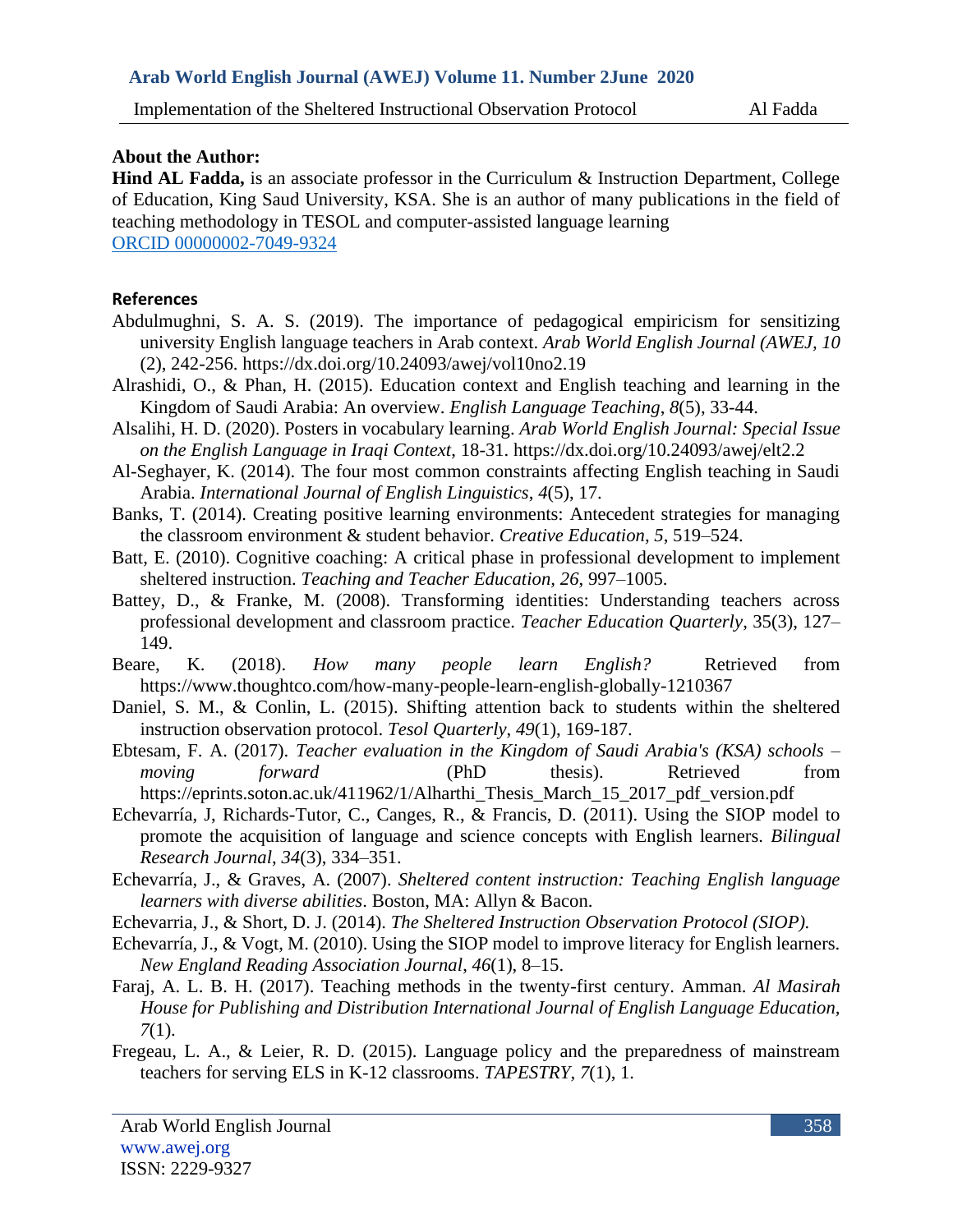## About the Author:

**Hind AL Fadda,** is an associate professor in the Curriculum & Instruction Department, College of Education, King Saud University, KSA. She is an author of many publications in the field of teaching methodology in TESOL and computer-assisted language learning
ORCID 00000002-7049-9324

## References

Abdulmughni, S. A. S. (2019). The importance of pedagogical empiricism for sensitizing university English language teachers in Arab context. *Arab World English Journal (AWEJ, 10* (2), 242-256. https://dx.doi.org/10.24093/awej/vol10no2.19

Alrashidi, O., & Phan, H. (2015). Education context and English teaching and learning in the Kingdom of Saudi Arabia: An overview. *English Language Teaching*, *8*(5), 33-44.

Alsalihi, H. D. (2020). Posters in vocabulary learning. *Arab World English Journal: Special Issue on the English Language in Iraqi Context*, 18-31. https://dx.doi.org/10.24093/awej/elt2.2

Al-Seghayer, K. (2014). The four most common constraints affecting English teaching in Saudi Arabia. *International Journal of English Linguistics*, *4*(5), 17.

Banks, T. (2014). Creating positive learning environments: Antecedent strategies for managing the classroom environment & student behavior. *Creative Education*, *5*, 519–524.

Batt, E. (2010). Cognitive coaching: A critical phase in professional development to implement sheltered instruction. *Teaching and Teacher Education*, *26*, 997–1005.

Battey, D., & Franke, M. (2008). Transforming identities: Understanding teachers across professional development and classroom practice. *Teacher Education Quarterly*, 35(3), 127–149.

Beare, K. (2018). *How many people learn English?* Retrieved from https://www.thoughtco.com/how-many-people-learn-english-globally-1210367

Daniel, S. M., & Conlin, L. (2015). Shifting attention back to students within the sheltered instruction observation protocol. *Tesol Quarterly*, *49*(1), 169-187.

Ebtesam, F. A. (2017). *Teacher evaluation in the Kingdom of Saudi Arabia's (KSA) schools – moving forward* (PhD thesis). Retrieved from https://eprints.soton.ac.uk/411962/1/Alharthi_Thesis_March_15_2017_pdf_version.pdf

Echevarría, J, Richards-Tutor, C., Canges, R., & Francis, D. (2011). Using the SIOP model to promote the acquisition of language and science concepts with English learners. *Bilingual Research Journal*, *34*(3), 334–351.

Echevarría, J., & Graves, A. (2007). *Sheltered content instruction: Teaching English language learners with diverse abilities*. Boston, MA: Allyn & Bacon.

Echevarria, J., & Short, D. J. (2014). *The Sheltered Instruction Observation Protocol (SIOP).*

Echevarría, J., & Vogt, M. (2010). Using the SIOP model to improve literacy for English learners. *New England Reading Association Journal*, *46*(1), 8–15.

Faraj, A. L. B. H. (2017). Teaching methods in the twenty-first century. Amman. *Al Masirah House for Publishing and Distribution International Journal of English Language Education*, *7*(1).

Fregeau, L. A., & Leier, R. D. (2015). Language policy and the preparedness of mainstream teachers for serving ELS in K-12 classrooms. *TAPESTRY*, *7*(1), 1.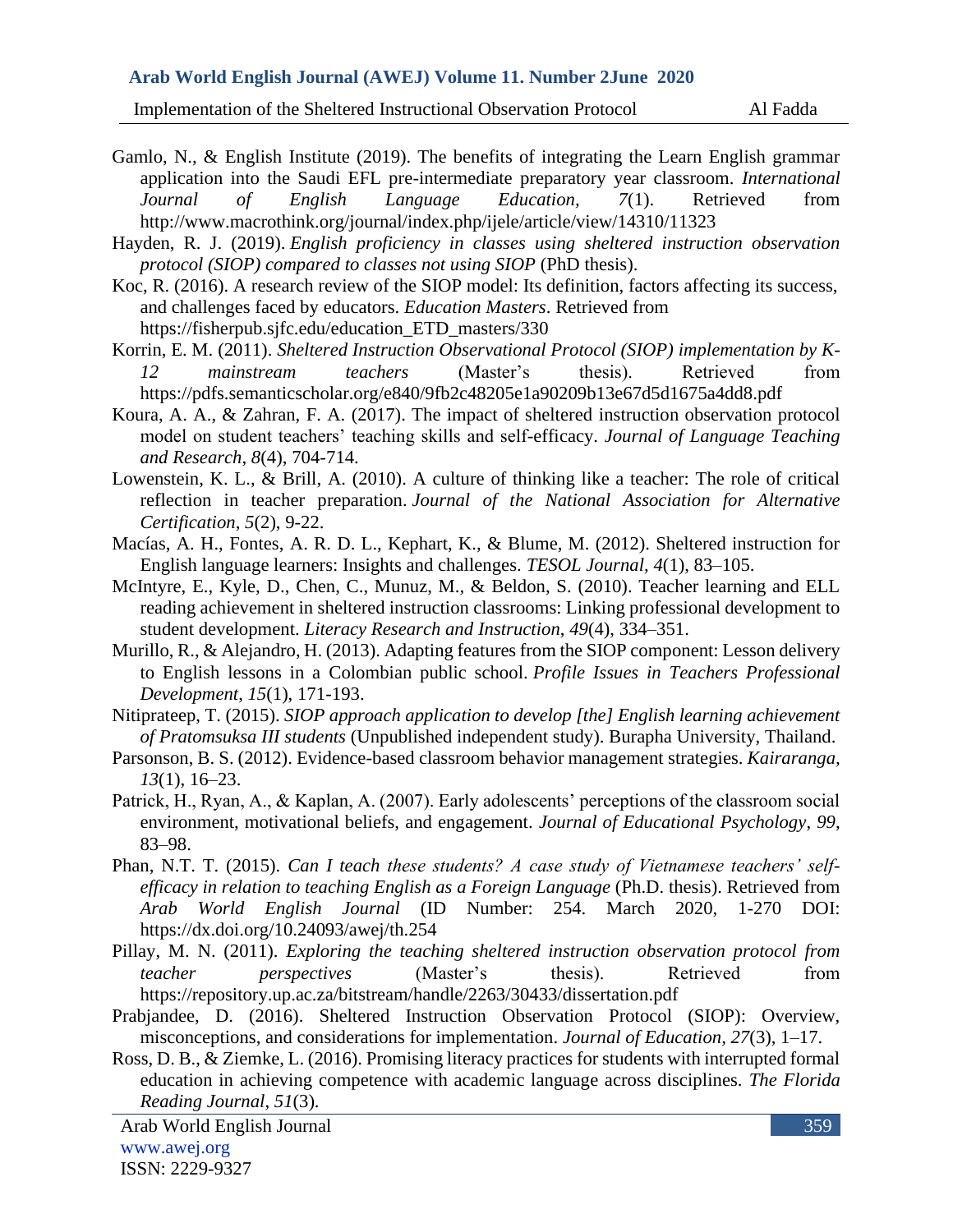Gamlo, N., & English Institute (2019). The benefits of integrating the Learn English grammar application into the Saudi EFL pre-intermediate preparatory year classroom. *International Journal of English Language Education, 7*(1). Retrieved from http://www.macrothink.org/journal/index.php/ijele/article/view/14310/11323

Hayden, R. J. (2019). *English proficiency in classes using sheltered instruction observation protocol (SIOP) compared to classes not using SIOP* (PhD thesis).

Koc, R. (2016). A research review of the SIOP model: Its definition, factors affecting its success, and challenges faced by educators. *Education Masters*. Retrieved from https://fisherpub.sjfc.edu/education_ETD_masters/330

Korrin, E. M. (2011). *Sheltered Instruction Observational Protocol (SIOP) implementation by K-12 mainstream teachers* (Master's thesis). Retrieved from https://pdfs.semanticscholar.org/e840/9fb2c48205e1a90209b13e67d5d1675a4dd8.pdf

Koura, A. A., & Zahran, F. A. (2017). The impact of sheltered instruction observation protocol model on student teachers' teaching skills and self-efficacy. *Journal of Language Teaching and Research*, *8*(4), 704-714.

Lowenstein, K. L., & Brill, A. (2010). A culture of thinking like a teacher: The role of critical reflection in teacher preparation. *Journal of the National Association for Alternative Certification*, *5*(2), 9-22.

Macías, A. H., Fontes, A. R. D. L., Kephart, K., & Blume, M. (2012). Sheltered instruction for English language learners: Insights and challenges. *TESOL Journal*, *4*(1), 83–105.

McIntyre, E., Kyle, D., Chen, C., Munuz, M., & Beldon, S. (2010). Teacher learning and ELL reading achievement in sheltered instruction classrooms: Linking professional development to student development. *Literacy Research and Instruction*, *49*(4), 334–351.

Murillo, R., & Alejandro, H. (2013). Adapting features from the SIOP component: Lesson delivery to English lessons in a Colombian public school. *Profile Issues in Teachers Professional Development*, *15*(1), 171-193.

Nitiprateep, T. (2015). *SIOP approach application to develop [the] English learning achievement of Pratomsuksa III students* (Unpublished independent study). Burapha University, Thailand.

Parsonson, B. S. (2012). Evidence-based classroom behavior management strategies. *Kairaranga, 13*(1), 16–23.

Patrick, H., Ryan, A., & Kaplan, A. (2007). Early adolescents' perceptions of the classroom social environment, motivational beliefs, and engagement. *Journal of Educational Psychology*, *99*, 83–98.

Phan, N.T. T. (2015). *Can I teach these students? A case study of Vietnamese teachers' self-efficacy in relation to teaching English as a Foreign Language* (Ph.D. thesis). Retrieved from *Arab World English Journal* (ID Number: 254. March 2020, 1-270 DOI: https://dx.doi.org/10.24093/awej/th.254

Pillay, M. N. (2011). *Exploring the teaching sheltered instruction observation protocol from teacher perspectives* (Master's thesis). Retrieved from https://repository.up.ac.za/bitstream/handle/2263/30433/dissertation.pdf

Prabjandee, D. (2016). Sheltered Instruction Observation Protocol (SIOP): Overview, misconceptions, and considerations for implementation. *Journal of Education*, *27*(3), 1–17.

Ross, D. B., & Ziemke, L. (2016). Promising literacy practices for students with interrupted formal education in achieving competence with academic language across disciplines. *The Florida Reading Journal*, *51*(3).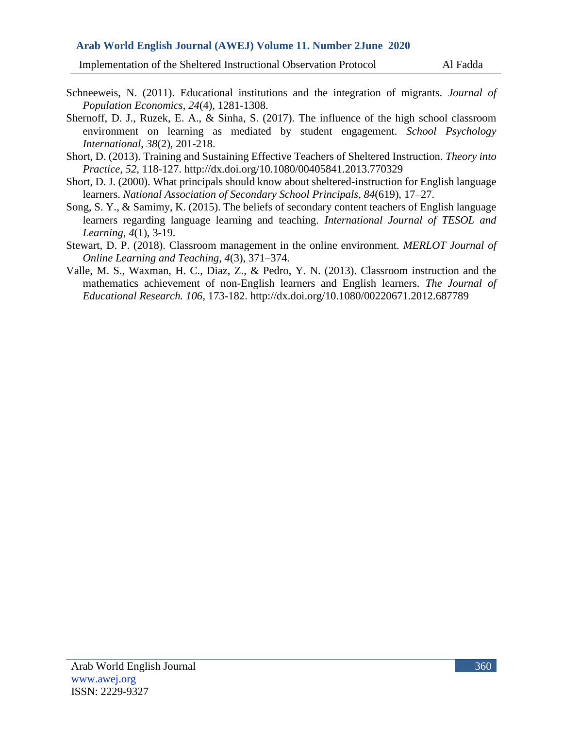Schneeweis, N. (2011). Educational institutions and the integration of migrants. *Journal of Population Economics*, *24*(4), 1281-1308.

Shernoff, D. J., Ruzek, E. A., & Sinha, S. (2017). The influence of the high school classroom environment on learning as mediated by student engagement. *School Psychology International*, *38*(2), 201-218.

Short, D. (2013). Training and Sustaining Effective Teachers of Sheltered Instruction. *Theory into Practice, 52*, 118-127. http://dx.doi.org/10.1080/00405841.2013.770329

Short, D. J. (2000). What principals should know about sheltered-instruction for English language learners. *National Association of Secondary School Principals*, *84*(619), 17–27.

Song, S. Y., & Samimy, K. (2015). The beliefs of secondary content teachers of English language learners regarding language learning and teaching. *International Journal of TESOL and Learning*, *4*(1), 3-19.

Stewart, D. P. (2018). Classroom management in the online environment. *MERLOT Journal of Online Learning and Teaching, 4*(3), 371–374.

Valle, M. S., Waxman, H. C., Diaz, Z., & Pedro, Y. N. (2013). Classroom instruction and the mathematics achievement of non-English learners and English learners. *The Journal of Educational Research. 106*, 173-182. http://dx.doi.org/10.1080/00220671.2012.687789